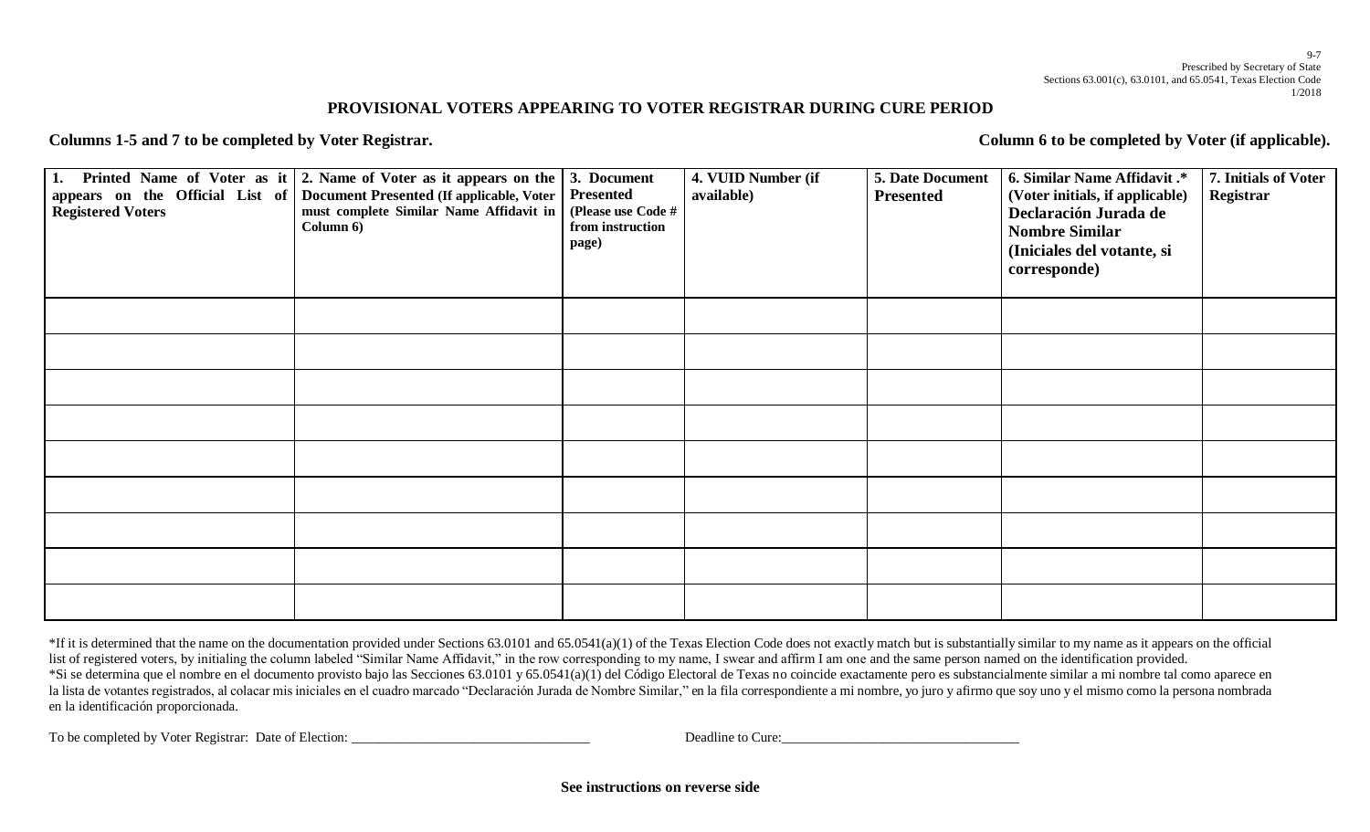9-7
Prescribed by Secretary of State
Sections 63.001(c), 63.0101, and 65.0541, Texas Election Code
1/2018

# PROVISIONAL VOTERS APPEARING TO VOTER REGISTRAR DURING CURE PERIOD

**Columns 1-5 and 7 to be completed by Voter Registrar.** **Column 6 to be completed by Voter (if applicable).**

| 1. Printed Name of Voter as it appears on the Official List of Registered Voters | 2. Name of Voter as it appears on the Document Presented (If applicable, Voter must complete Similar Name Affidavit in Column 6) | 3. Document Presented (Please use Code # from instruction page) | 4. VUID Number (if available) | 5. Date Document Presented | 6. Similar Name Affidavit .* (Voter initials, if applicable) Declaración Jurada de Nombre Similar (Iniciales del votante, si corresponde) | 7. Initials of Voter Registrar |
|---|---|---|---|---|---|---|
| | | | | | | |
| | | | | | | |
| | | | | | | |
| | | | | | | |
| | | | | | | |
| | | | | | | |
| | | | | | | |
| | | | | | | |
| | | | | | | |

*If it is determined that the name on the documentation provided under Sections 63.0101 and 65.0541(a)(1) of the Texas Election Code does not exactly match but is substantially similar to my name as it appears on the official list of registered voters, by initialing the column labeled "Similar Name Affidavit," in the row corresponding to my name, I swear and affirm I am one and the same person named on the identification provided.

*Si se determina que el nombre en el documento provisto bajo las Secciones 63.0101 y 65.0541(a)(1) del Código Electoral de Texas no coincide exactamente pero es substancialmente similar a mi nombre tal como aparece en la lista de votantes registrados, al colacar mis iniciales en el cuadro marcado "Declaración Jurada de Nombre Similar," en la fila correspondiente a mi nombre, yo juro y afirmo que soy uno y el mismo como la persona nombrada en la identificación proporcionada.

To be completed by Voter Registrar: Date of Election: ___________________________________ Deadline to Cure: ___________________________________

**See instructions on reverse side**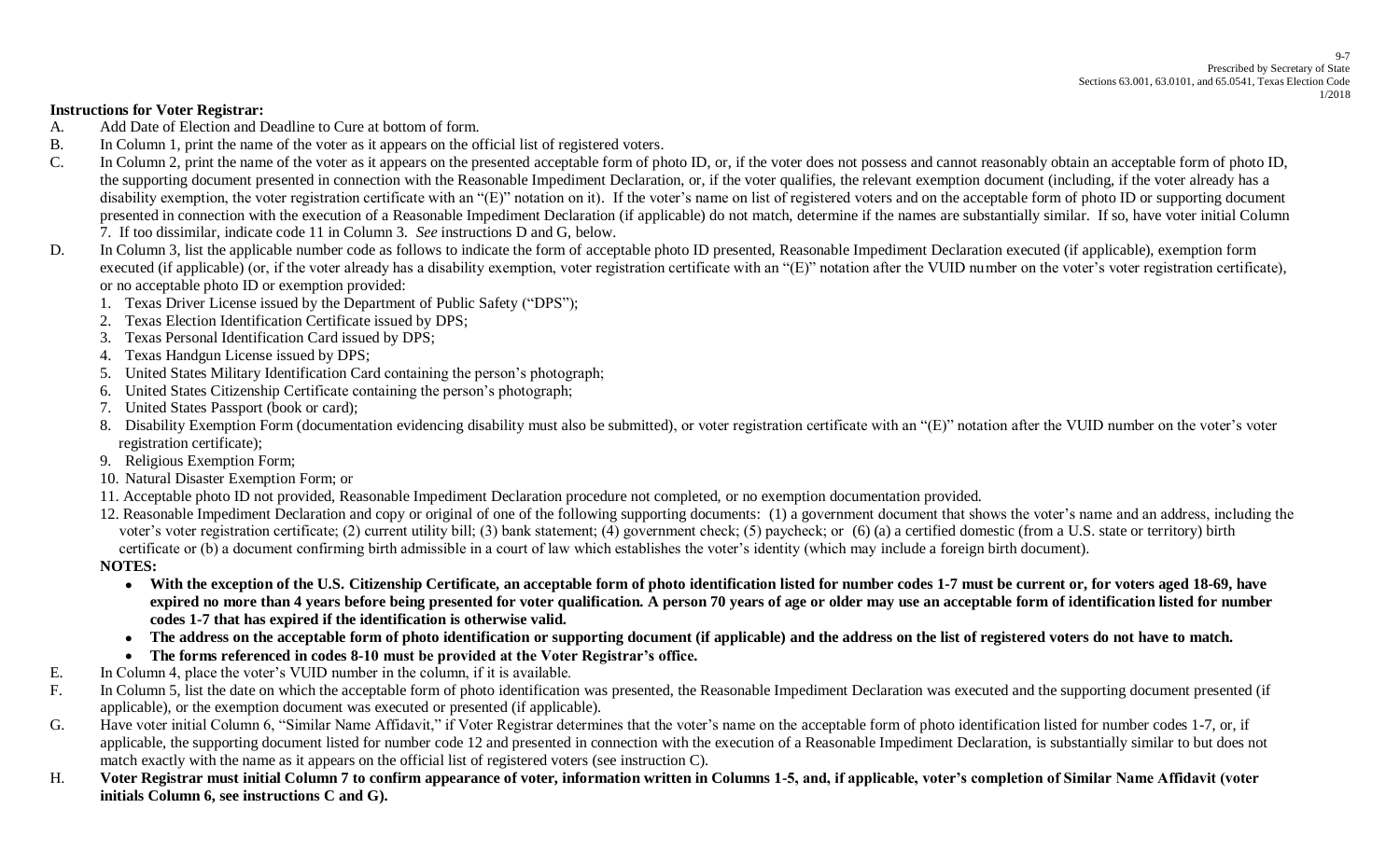9-7
Prescribed by Secretary of State
Sections 63.001, 63.0101, and 65.0541, Texas Election Code
1/2018

**Instructions for Voter Registrar:**

A. Add Date of Election and Deadline to Cure at bottom of form.

B. In Column 1, print the name of the voter as it appears on the official list of registered voters.

C. In Column 2, print the name of the voter as it appears on the presented acceptable form of photo ID, or, if the voter does not possess and cannot reasonably obtain an acceptable form of photo ID, the supporting document presented in connection with the Reasonable Impediment Declaration, or, if the voter qualifies, the relevant exemption document (including, if the voter already has a disability exemption, the voter registration certificate with an "(E)" notation on it). If the voter's name on list of registered voters and on the acceptable form of photo ID or supporting document presented in connection with the execution of a Reasonable Impediment Declaration (if applicable) do not match, determine if the names are substantially similar. If so, have voter initial Column 7. If too dissimilar, indicate code 11 in Column 3. *See* instructions D and G, below.

D. In Column 3, list the applicable number code as follows to indicate the form of acceptable photo ID presented, Reasonable Impediment Declaration executed (if applicable), exemption form executed (if applicable) (or, if the voter already has a disability exemption, voter registration certificate with an "(E)" notation after the VUID number on the voter's voter registration certificate), or no acceptable photo ID or exemption provided:

1. Texas Driver License issued by the Department of Public Safety ("DPS");
2. Texas Election Identification Certificate issued by DPS;
3. Texas Personal Identification Card issued by DPS;
4. Texas Handgun License issued by DPS;
5. United States Military Identification Card containing the person's photograph;
6. United States Citizenship Certificate containing the person's photograph;
7. United States Passport (book or card);
8. Disability Exemption Form (documentation evidencing disability must also be submitted), or voter registration certificate with an "(E)" notation after the VUID number on the voter's voter registration certificate);
9. Religious Exemption Form;
10. Natural Disaster Exemption Form; or
11. Acceptable photo ID not provided, Reasonable Impediment Declaration procedure not completed, or no exemption documentation provided.
12. Reasonable Impediment Declaration and copy or original of one of the following supporting documents: (1) a government document that shows the voter's name and an address, including the voter's voter registration certificate; (2) current utility bill; (3) bank statement; (4) government check; (5) paycheck; or (6) (a) a certified domestic (from a U.S. state or territory) birth certificate or (b) a document confirming birth admissible in a court of law which establishes the voter's identity (which may include a foreign birth document).

**NOTES:**

- **With the exception of the U.S. Citizenship Certificate, an acceptable form of photo identification listed for number codes 1-7 must be current or, for voters aged 18-69, have expired no more than 4 years before being presented for voter qualification. A person 70 years of age or older may use an acceptable form of identification listed for number codes 1-7 that has expired if the identification is otherwise valid.**
- **The address on the acceptable form of photo identification or supporting document (if applicable) and the address on the list of registered voters do not have to match.**
- **The forms referenced in codes 8-10 must be provided at the Voter Registrar's office.**

E. In Column 4, place the voter's VUID number in the column, if it is available.

F. In Column 5, list the date on which the acceptable form of photo identification was presented, the Reasonable Impediment Declaration was executed and the supporting document presented (if applicable), or the exemption document was executed or presented (if applicable).

G. Have voter initial Column 6, "Similar Name Affidavit," if Voter Registrar determines that the voter's name on the acceptable form of photo identification listed for number codes 1-7, or, if applicable, the supporting document listed for number code 12 and presented in connection with the execution of a Reasonable Impediment Declaration, is substantially similar to but does not match exactly with the name as it appears on the official list of registered voters (see instruction C).

H. **Voter Registrar must initial Column 7 to confirm appearance of voter, information written in Columns 1-5, and, if applicable, voter's completion of Similar Name Affidavit (voter initials Column 6, see instructions C and G).**